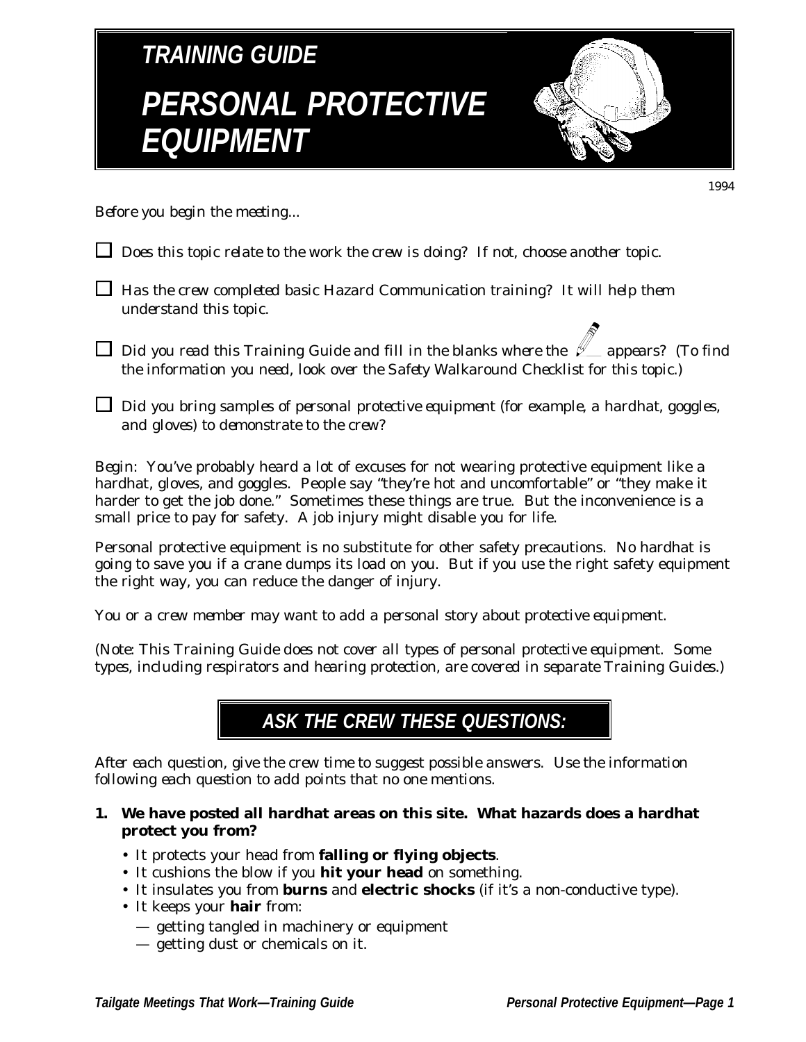# TRAINING GUIDE

# PERSONAL PROTECTIVE EQUIPMENT

1994

*Before you begin the meeting...*

- ☐ *Does this topic relate to the work the crew is doing? If not, choose another topic.*
- ☐ *Has the crew completed basic Hazard Communication training? It will help them understand this topic.*
- ☐ *Did you read this Training Guide and fill in the blanks where the ✎ appears? (To find the information you need, look over the Safety Walkaround Checklist for this topic.)*
- ☐ *Did you bring samples of personal protective equipment (for example, a hardhat, goggles, and gloves) to demonstrate to the crew?*

*Begin:* You've probably heard a lot of excuses for not wearing protective equipment like a hardhat, gloves, and goggles. People say "they're hot and uncomfortable" or "they make it harder to get the job done." Sometimes these things are true. But the inconvenience is a small price to pay for safety. A job injury might disable you for life.

Personal protective equipment is no substitute for other safety precautions. No hardhat is going to save you if a crane dumps its load on you. But if you use the right safety equipment the right way, you can reduce the danger of injury.

*You or a crew member may want to add a personal story about protective equipment.*

*(Note: This Training Guide does not cover all types of personal protective equipment. Some types, including respirators and hearing protection, are covered in separate Training Guides.)*

## ASK THE CREW THESE QUESTIONS:

*After each question, give the crew time to suggest possible answers. Use the information following each question to add points that no one mentions.*

**1. We have posted all hardhat areas on this site. What hazards does a hardhat protect you from?**

- It protects your head from **falling or flying objects**.
- It cushions the blow if you **hit your head** on something.
- It insulates you from **burns** and **electric shocks** (if it's a non-conductive type).
- It keeps your **hair** from:
  - — getting tangled in machinery or equipment
  - — getting dust or chemicals on it.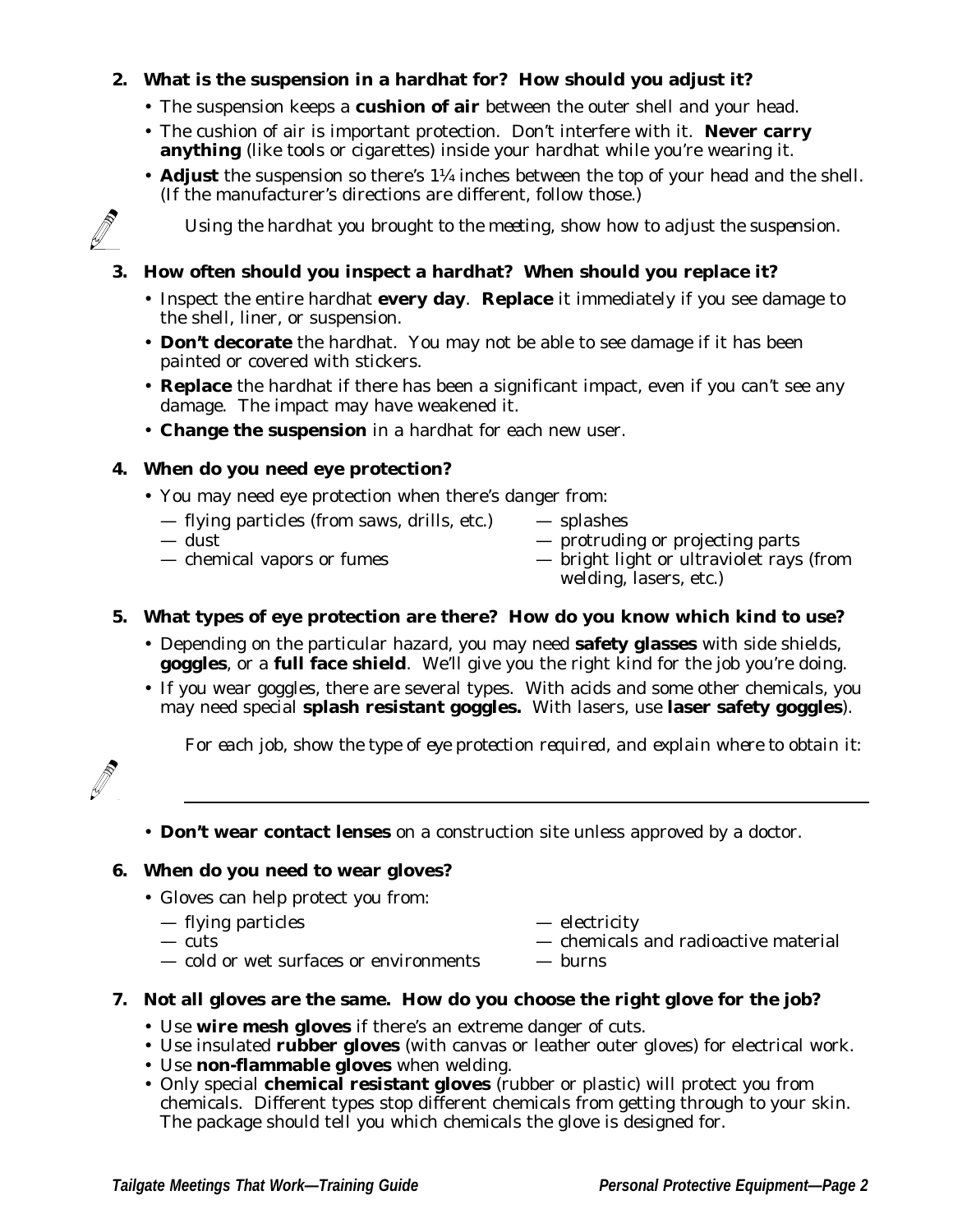**2. What is the suspension in a hardhat for? How should you adjust it?**

- The suspension keeps a **cushion of air** between the outer shell and your head.
- The cushion of air is important protection. Don't interfere with it. **Never carry anything** (like tools or cigarettes) inside your hardhat while you're wearing it.
- **Adjust** the suspension so there's 1¼ inches between the top of your head and the shell. (If the manufacturer's directions are different, follow those.)

*Using the hardhat you brought to the meeting, show how to adjust the suspension.*

**3. How often should you inspect a hardhat? When should you replace it?**

- Inspect the entire hardhat **every day**. **Replace** it immediately if you see damage to the shell, liner, or suspension.
- **Don't decorate** the hardhat. You may not be able to see damage if it has been painted or covered with stickers.
- **Replace** the hardhat if there has been a significant impact, even if you can't see any damage. The impact may have weakened it.
- **Change the suspension** in a hardhat for each new user.

**4. When do you need eye protection?**

- You may need eye protection when there's danger from:
  - — flying particles (from saws, drills, etc.)
  - — dust
  - — chemical vapors or fumes
  - — splashes
  - — protruding or projecting parts
  - — bright light or ultraviolet rays (from welding, lasers, etc.)

**5. What types of eye protection are there? How do you know which kind to use?**

- Depending on the particular hazard, you may need **safety glasses** with side shields, **goggles**, or a **full face shield**. We'll give you the right kind for the job you're doing.
- If you wear goggles, there are several types. With acids and some other chemicals, you may need special **splash resistant goggles.** With lasers, use **laser safety goggles**).

*For each job, show the type of eye protection required, and explain where to obtain it:*

___________________________________________________________________

- **Don't wear contact lenses** on a construction site unless approved by a doctor.

**6. When do you need to wear gloves?**

- Gloves can help protect you from:
  - — flying particles
  - — cuts
  - — cold or wet surfaces or environments
  - — electricity
  - — chemicals and radioactive material
  - — burns

**7. Not all gloves are the same. How do you choose the right glove for the job?**

- Use **wire mesh gloves** if there's an extreme danger of cuts.
- Use insulated **rubber gloves** (with canvas or leather outer gloves) for electrical work.
- Use **non-flammable gloves** when welding.
- Only special **chemical resistant gloves** (rubber or plastic) will protect you from chemicals. Different types stop different chemicals from getting through to your skin. The package should tell you which chemicals the glove is designed for.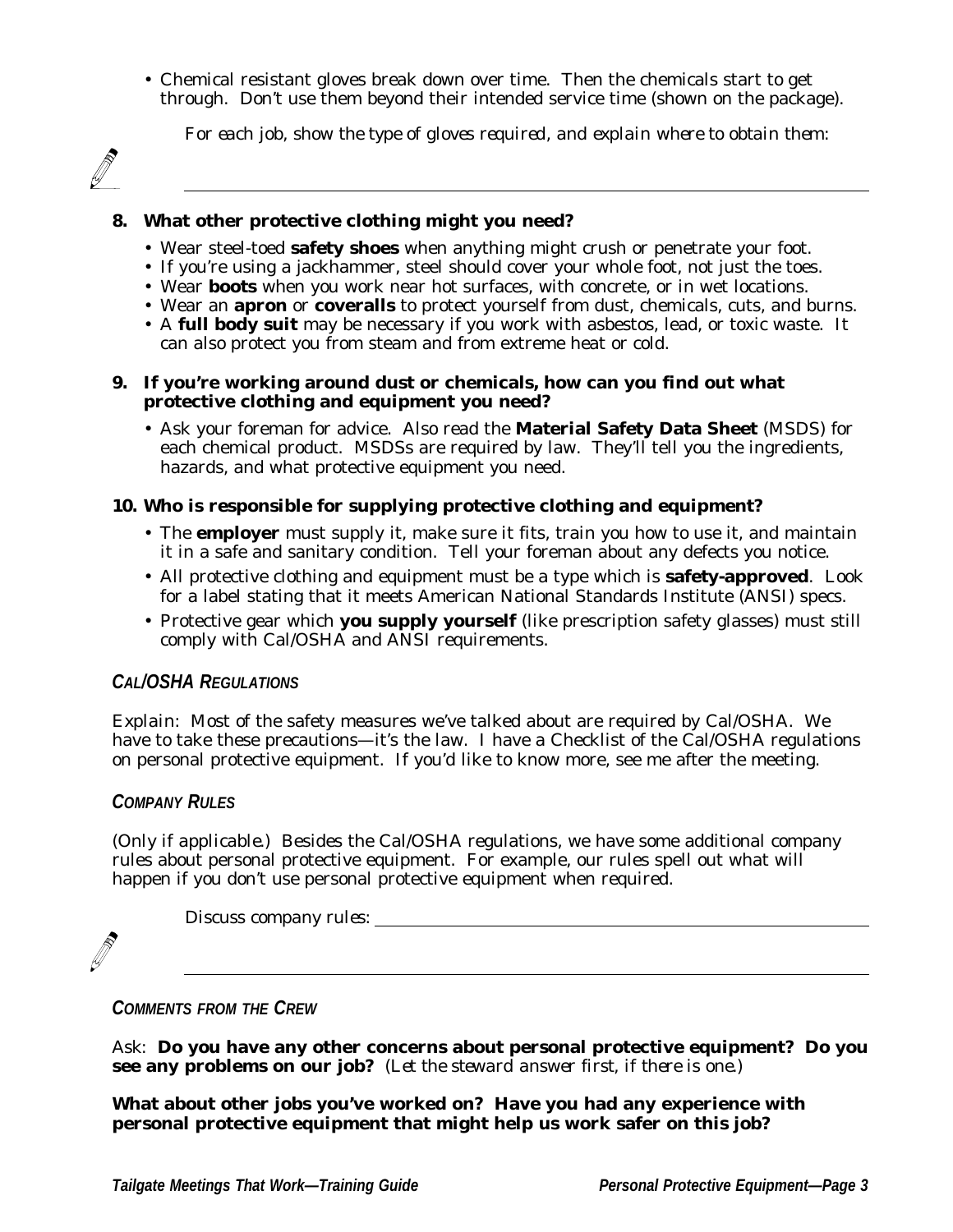- Chemical resistant gloves break down over time. Then the chemicals start to get through. Don't use them beyond their intended service time (shown on the package).

*For each job, show the type of gloves required, and explain where to obtain them:*

______________________________________________________________________

**8. What other protective clothing might you need?**

- Wear steel-toed **safety shoes** when anything might crush or penetrate your foot.
- If you're using a jackhammer, steel should cover your whole foot, not just the toes.
- Wear **boots** when you work near hot surfaces, with concrete, or in wet locations.
- Wear an **apron** or **coveralls** to protect yourself from dust, chemicals, cuts, and burns.
- A **full body suit** may be necessary if you work with asbestos, lead, or toxic waste. It can also protect you from steam and from extreme heat or cold.

**9. If you're working around dust or chemicals, how can you find out what protective clothing and equipment you need?**

- Ask your foreman for advice. Also read the **Material Safety Data Sheet** (MSDS) for each chemical product. MSDSs are required by law. They'll tell you the ingredients, hazards, and what protective equipment you need.

**10. Who is responsible for supplying protective clothing and equipment?**

- The **employer** must supply it, make sure it fits, train you how to use it, and maintain it in a safe and sanitary condition. Tell your foreman about any defects you notice.
- All protective clothing and equipment must be a type which is **safety-approved**. Look for a label stating that it meets American National Standards Institute (ANSI) specs.
- Protective gear which **you supply yourself** (like prescription safety glasses) must still comply with Cal/OSHA and ANSI requirements.

### *CAL/OSHA REGULATIONS*

*Explain:* Most of the safety measures we've talked about are required by Cal/OSHA. We have to take these precautions—it's the law. I have a Checklist of the Cal/OSHA regulations on personal protective equipment. If you'd like to know more, see me after the meeting.

### *COMPANY RULES*

*(Only if applicable.)* Besides the Cal/OSHA regulations, we have some additional company rules about personal protective equipment. For example, our rules spell out what will happen if you don't use personal protective equipment when required.

*Discuss company rules:* ______________________________________________

______________________________________________________________________

### *COMMENTS FROM THE CREW*

*Ask:* **Do you have any other concerns about personal protective equipment? Do you see any problems on our job?** *(Let the steward answer first, if there is one.)*

**What about other jobs you've worked on? Have you had any experience with personal protective equipment that might help us work safer on this job?**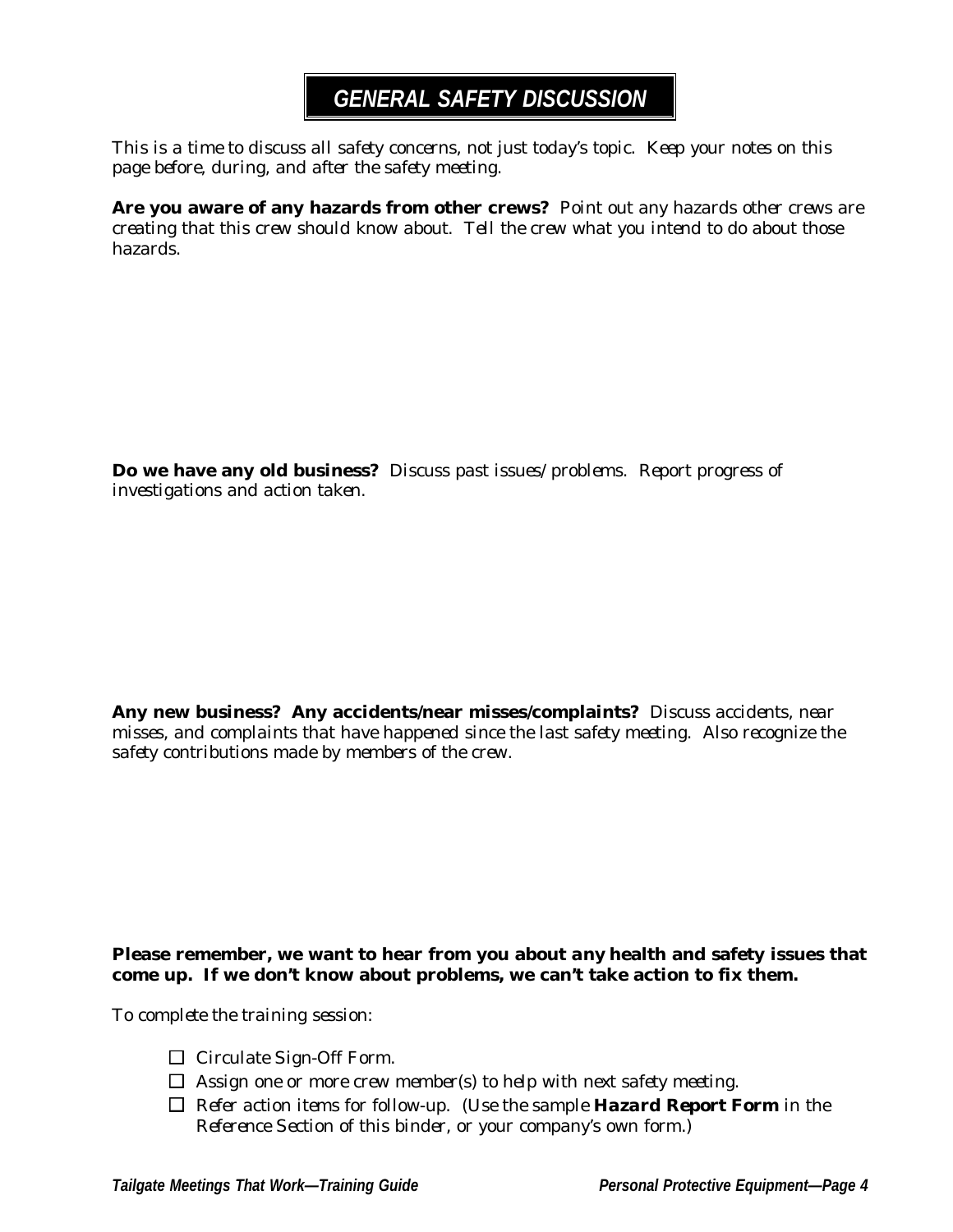# *GENERAL SAFETY DISCUSSION*

*This is a time to discuss all safety concerns, not just today's topic. Keep your notes on this page before, during, and after the safety meeting.*

**Are you aware of any hazards from other crews?** *Point out any hazards other crews are creating that this crew should know about. Tell the crew what you intend to do about those hazards.*

**Do we have any old business?** *Discuss past issues/problems. Report progress of investigations and action taken.*

**Any new business? Any accidents/near misses/complaints?** *Discuss accidents, near misses, and complaints that have happened since the last safety meeting. Also recognize the safety contributions made by members of the crew.*

**Please remember, we want to hear from you about *any* health and safety issues that come up. If we don't know about problems, we can't take action to fix them.**

*To complete the training session:*

- ☐ *Circulate Sign-Off Form.*
- ☐ *Assign one or more crew member(s) to help with next safety meeting.*
- ☐ *Refer action items for follow-up. (Use the sample* ***Hazard Report Form*** *in the Reference Section of this binder, or your company's own form.)*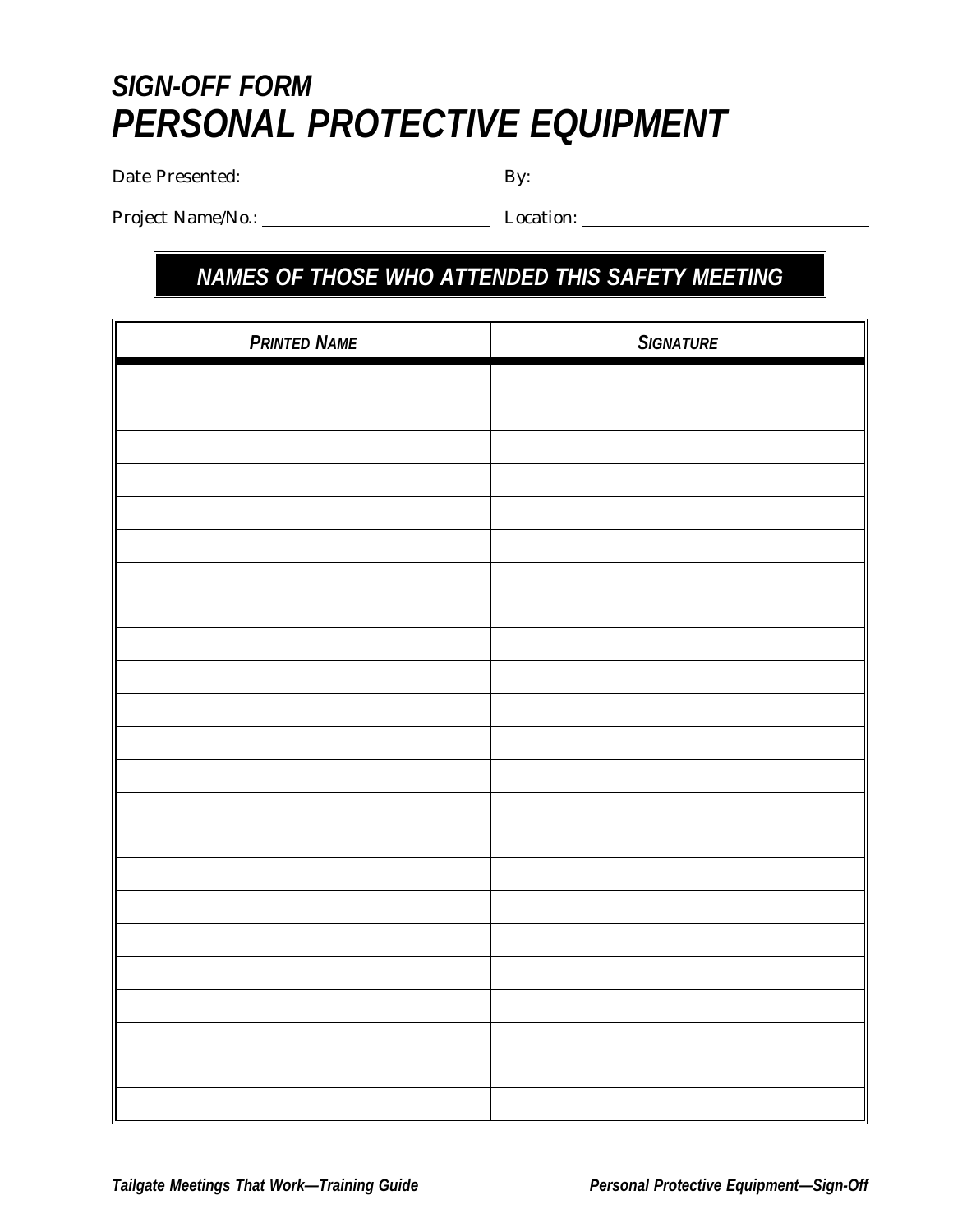# *SIGN-OFF FORM*
# *PERSONAL PROTECTIVE EQUIPMENT*

Date Presented: ______________________ By: ______________________________

Project Name/No.: ____________________ Location: __________________________

## *NAMES OF THOSE WHO ATTENDED THIS SAFETY MEETING*

| ***PRINTED NAME*** | ***SIGNATURE*** |
| --- | --- |
| | |
| | |
| | |
| | |
| | |
| | |
| | |
| | |
| | |
| | |
| | |
| | |
| | |
| | |
| | |
| | |
| | |
| | |
| | |
| | |
| | |
| | |
| | |